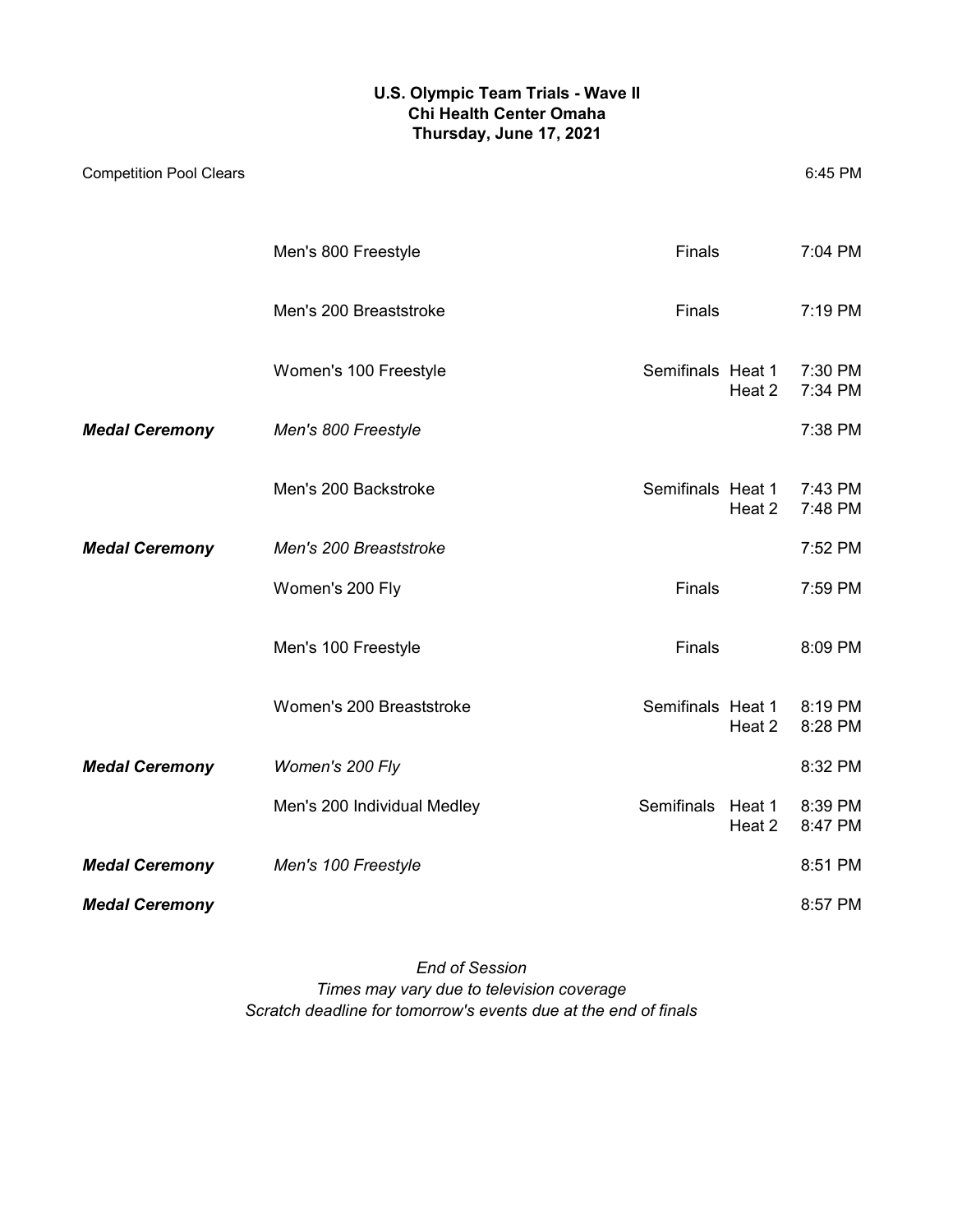**U.S. Olympic Team Trials - Wave II**
**Chi Health Center Omaha**
**Thursday, June 17, 2021**

| | | | | |
|---|---|---|---|---|
| Competition Pool Clears | | | | 6:45 PM |
| | Men's 800 Freestyle | Finals | | 7:04 PM |
| | Men's 200 Breaststroke | Finals | | 7:19 PM |
| | Women's 100 Freestyle | Semifinals | Heat 1 | 7:30 PM |
| | | | Heat 2 | 7:34 PM |
| ***Medal Ceremony*** | *Men's 800 Freestyle* | | | 7:38 PM |
| | Men's 200 Backstroke | Semifinals | Heat 1 | 7:43 PM |
| | | | Heat 2 | 7:48 PM |
| ***Medal Ceremony*** | *Men's 200 Breaststroke* | | | 7:52 PM |
| | Women's 200 Fly | Finals | | 7:59 PM |
| | Men's 100 Freestyle | Finals | | 8:09 PM |
| | Women's 200 Breaststroke | Semifinals | Heat 1 | 8:19 PM |
| | | | Heat 2 | 8:28 PM |
| ***Medal Ceremony*** | *Women's 200 Fly* | | | 8:32 PM |
| | Men's 200 Individual Medley | Semifinals | Heat 1 | 8:39 PM |
| | | | Heat 2 | 8:47 PM |
| ***Medal Ceremony*** | *Men's 100 Freestyle* | | | 8:51 PM |
| ***Medal Ceremony*** | | | | 8:57 PM |

*End of Session*
*Times may vary due to television coverage*
*Scratch deadline for tomorrow's events due at the end of finals*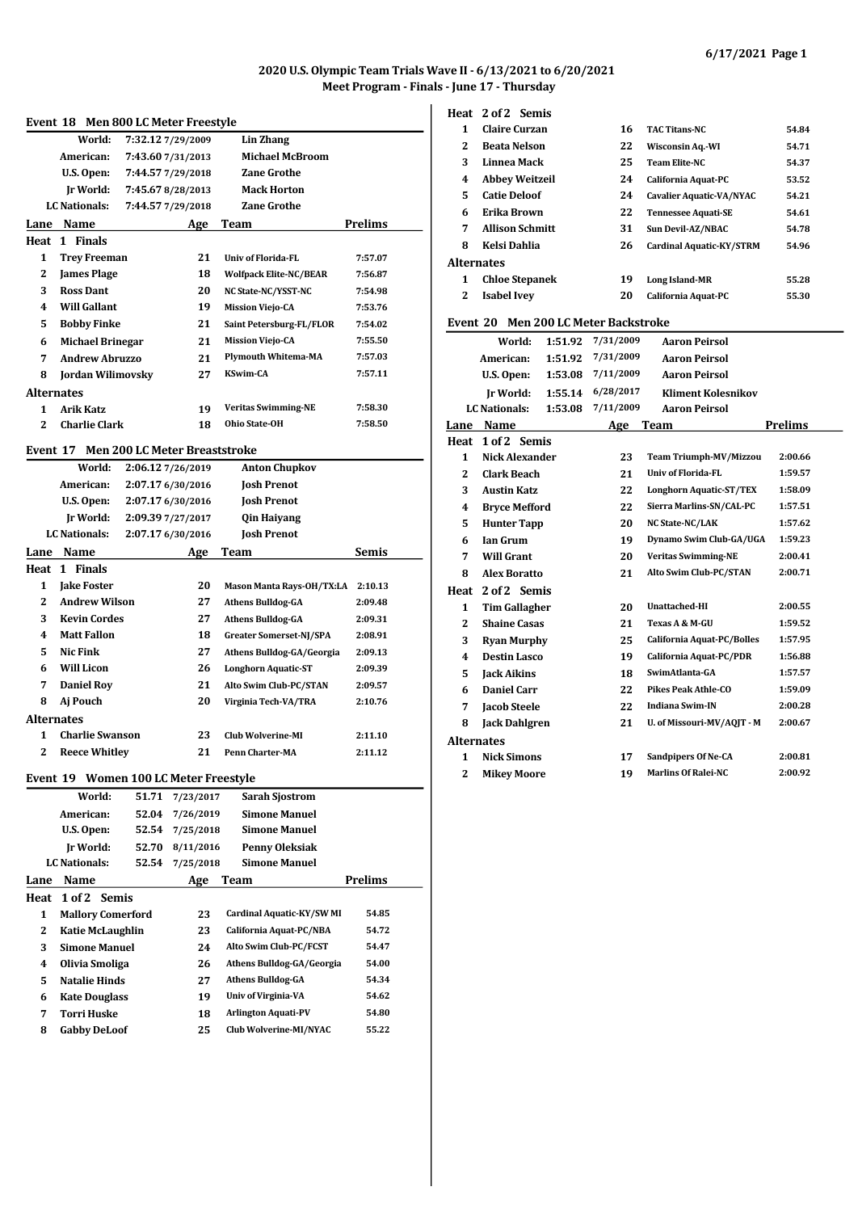## 2020 U.S. Olympic Team Trials Wave II - 6/13/2021 to 6/20/2021
## Meet Program - Finals - June 17 - Thursday

### Event 18 Men 800 LC Meter Freestyle

| Record | Time | Date | Holder |
|---|---|---|---|
| World: | 7:32.12 | 7/29/2009 | Lin Zhang |
| American: | 7:43.60 | 7/31/2013 | Michael McBroom |
| U.S. Open: | 7:44.57 | 7/29/2018 | Zane Grothe |
| Jr World: | 7:45.67 | 8/28/2013 | Mack Horton |
| LC Nationals: | 7:44.57 | 7/29/2018 | Zane Grothe |

| Lane | Name | Age | Team | Prelims |
|---|---|---|---|---|
| **Heat 1 Finals** | | | | |
| 1 | Trey Freeman | 21 | Univ of Florida-FL | 7:57.07 |
| 2 | James Plage | 18 | Wolfpack Elite-NC/BEAR | 7:56.87 |
| 3 | Ross Dant | 20 | NC State-NC/YSST-NC | 7:54.98 |
| 4 | Will Gallant | 19 | Mission Viejo-CA | 7:53.76 |
| 5 | Bobby Finke | 21 | Saint Petersburg-FL/FLOR | 7:54.02 |
| 6 | Michael Brinegar | 21 | Mission Viejo-CA | 7:55.50 |
| 7 | Andrew Abruzzo | 21 | Plymouth Whitema-MA | 7:57.03 |
| 8 | Jordan Wilimovsky | 27 | KSwim-CA | 7:57.11 |
| **Alternates** | | | | |
| 1 | Arik Katz | 19 | Veritas Swimming-NE | 7:58.30 |
| 2 | Charlie Clark | 18 | Ohio State-OH | 7:58.50 |

### Event 17 Men 200 LC Meter Breaststroke

| Record | Time | Date | Holder |
|---|---|---|---|
| World: | 2:06.12 | 7/26/2019 | Anton Chupkov |
| American: | 2:07.17 | 6/30/2016 | Josh Prenot |
| U.S. Open: | 2:07.17 | 6/30/2016 | Josh Prenot |
| Jr World: | 2:09.39 | 7/27/2017 | Qin Haiyang |
| LC Nationals: | 2:07.17 | 6/30/2016 | Josh Prenot |

| Lane | Name | Age | Team | Semis |
|---|---|---|---|---|
| **Heat 1 Finals** | | | | |
| 1 | Jake Foster | 20 | Mason Manta Rays-OH/TX:LA | 2:10.13 |
| 2 | Andrew Wilson | 27 | Athens Bulldog-GA | 2:09.48 |
| 3 | Kevin Cordes | 27 | Athens Bulldog-GA | 2:09.31 |
| 4 | Matt Fallon | 18 | Greater Somerset-NJ/SPA | 2:08.91 |
| 5 | Nic Fink | 27 | Athens Bulldog-GA/Georgia | 2:09.13 |
| 6 | Will Licon | 26 | Longhorn Aquatic-ST | 2:09.39 |
| 7 | Daniel Roy | 21 | Alto Swim Club-PC/STAN | 2:09.57 |
| 8 | Aj Pouch | 20 | Virginia Tech-VA/TRA | 2:10.76 |
| **Alternates** | | | | |
| 1 | Charlie Swanson | 23 | Club Wolverine-MI | 2:11.10 |
| 2 | Reece Whitley | 21 | Penn Charter-MA | 2:11.12 |

### Event 19 Women 100 LC Meter Freestyle

| Record | Time | Date | Holder |
|---|---|---|---|
| World: | 51.71 | 7/23/2017 | Sarah Sjostrom |
| American: | 52.04 | 7/26/2019 | Simone Manuel |
| U.S. Open: | 52.54 | 7/25/2018 | Simone Manuel |
| Jr World: | 52.70 | 8/11/2016 | Penny Oleksiak |
| LC Nationals: | 52.54 | 7/25/2018 | Simone Manuel |

| Lane | Name | Age | Team | Prelims |
|---|---|---|---|---|
| **Heat 1 of 2 Semis** | | | | |
| 1 | Mallory Comerford | 23 | Cardinal Aquatic-KY/SW MI | 54.85 |
| 2 | Katie McLaughlin | 23 | California Aquat-PC/NBA | 54.72 |
| 3 | Simone Manuel | 24 | Alto Swim Club-PC/FCST | 54.47 |
| 4 | Olivia Smoliga | 26 | Athens Bulldog-GA/Georgia | 54.00 |
| 5 | Natalie Hinds | 27 | Athens Bulldog-GA | 54.34 |
| 6 | Kate Douglass | 19 | Univ of Virginia-VA | 54.62 |
| 7 | Torri Huske | 18 | Arlington Aquati-PV | 54.80 |
| 8 | Gabby DeLoof | 25 | Club Wolverine-MI/NYAC | 55.22 |
| **Heat 2 of 2 Semis** | | | | |
| 1 | Claire Curzan | 16 | TAC Titans-NC | 54.84 |
| 2 | Beata Nelson | 22 | Wisconsin Aq.-WI | 54.71 |
| 3 | Linnea Mack | 25 | Team Elite-NC | 54.37 |
| 4 | Abbey Weitzeil | 24 | California Aquat-PC | 53.52 |
| 5 | Catie Deloof | 24 | Cavalier Aquatic-VA/NYAC | 54.21 |
| 6 | Erika Brown | 22 | Tennessee Aquati-SE | 54.61 |
| 7 | Allison Schmitt | 31 | Sun Devil-AZ/NBAC | 54.78 |
| 8 | Kelsi Dahlia | 26 | Cardinal Aquatic-KY/STRM | 54.96 |
| **Alternates** | | | | |
| 1 | Chloe Stepanek | 19 | Long Island-MR | 55.28 |
| 2 | Isabel Ivey | 20 | California Aquat-PC | 55.30 |

### Event 20 Men 200 LC Meter Backstroke

| Record | Time | Date | Holder |
|---|---|---|---|
| World: | 1:51.92 | 7/31/2009 | Aaron Peirsol |
| American: | 1:51.92 | 7/31/2009 | Aaron Peirsol |
| U.S. Open: | 1:53.08 | 7/11/2009 | Aaron Peirsol |
| Jr World: | 1:55.14 | 6/28/2017 | Kliment Kolesnikov |
| LC Nationals: | 1:53.08 | 7/11/2009 | Aaron Peirsol |

| Lane | Name | Age | Team | Prelims |
|---|---|---|---|---|
| **Heat 1 of 2 Semis** | | | | |
| 1 | Nick Alexander | 23 | Team Triumph-MV/Mizzou | 2:00.66 |
| 2 | Clark Beach | 21 | Univ of Florida-FL | 1:59.57 |
| 3 | Austin Katz | 22 | Longhorn Aquatic-ST/TEX | 1:58.09 |
| 4 | Bryce Mefford | 22 | Sierra Marlins-SN/CAL-PC | 1:57.51 |
| 5 | Hunter Tapp | 20 | NC State-NC/LAK | 1:57.62 |
| 6 | Ian Grum | 19 | Dynamo Swim Club-GA/UGA | 1:59.23 |
| 7 | Will Grant | 20 | Veritas Swimming-NE | 2:00.41 |
| 8 | Alex Boratto | 21 | Alto Swim Club-PC/STAN | 2:00.71 |
| **Heat 2 of 2 Semis** | | | | |
| 1 | Tim Gallagher | 20 | Unattached-HI | 2:00.55 |
| 2 | Shaine Casas | 21 | Texas A & M-GU | 1:59.52 |
| 3 | Ryan Murphy | 25 | California Aquat-PC/Bolles | 1:57.95 |
| 4 | Destin Lasco | 19 | California Aquat-PC/PDR | 1:56.88 |
| 5 | Jack Aikins | 18 | SwimAtlanta-GA | 1:57.57 |
| 6 | Daniel Carr | 22 | Pikes Peak Athle-CO | 1:59.09 |
| 7 | Jacob Steele | 22 | Indiana Swim-IN | 2:00.28 |
| 8 | Jack Dahlgren | 21 | U. of Missouri-MV/AQJT - M | 2:00.67 |
| **Alternates** | | | | |
| 1 | Nick Simons | 17 | Sandpipers Of Ne-CA | 2:00.81 |
| 2 | Mikey Moore | 19 | Marlins Of Ralei-NC | 2:00.92 |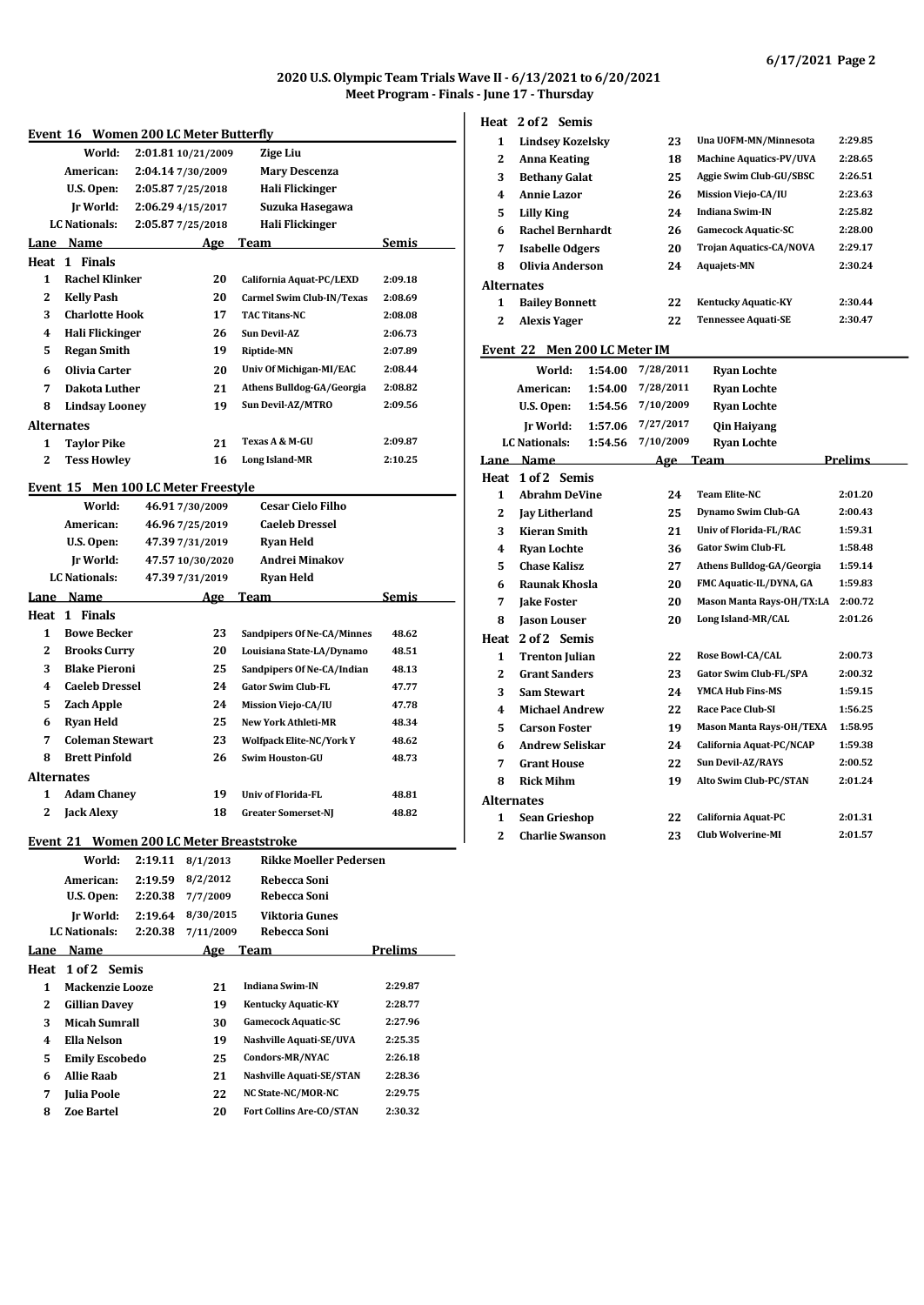## 2020 U.S. Olympic Team Trials Wave II - 6/13/2021 to 6/20/2021
## Meet Program - Finals - June 17 - Thursday

### Event 16 Women 200 LC Meter Butterfly

| | | | |
|---|---|---|---|
| World: | 2:01.81 | 10/21/2009 | Zige Liu |
| American: | 2:04.14 | 7/30/2009 | Mary Descenza |
| U.S. Open: | 2:05.87 | 7/25/2018 | Hali Flickinger |
| Jr World: | 2:06.29 | 4/15/2017 | Suzuka Hasegawa |
| LC Nationals: | 2:05.87 | 7/25/2018 | Hali Flickinger |

| Lane | Name | Age | Team | Semis |
|---|---|---|---|---|
| **Heat 1 Finals** | | | | |
| 1 | Rachel Klinker | 20 | California Aquat-PC/LEXD | 2:09.18 |
| 2 | Kelly Pash | 20 | Carmel Swim Club-IN/Texas | 2:08.69 |
| 3 | Charlotte Hook | 17 | TAC Titans-NC | 2:08.08 |
| 4 | Hali Flickinger | 26 | Sun Devil-AZ | 2:06.73 |
| 5 | Regan Smith | 19 | Riptide-MN | 2:07.89 |
| 6 | Olivia Carter | 20 | Univ Of Michigan-MI/EAC | 2:08.44 |
| 7 | Dakota Luther | 21 | Athens Bulldog-GA/Georgia | 2:08.82 |
| 8 | Lindsay Looney | 19 | Sun Devil-AZ/MTRO | 2:09.56 |
| **Alternates** | | | | |
| 1 | Taylor Pike | 21 | Texas A & M-GU | 2:09.87 |
| 2 | Tess Howley | 16 | Long Island-MR | 2:10.25 |

### Event 15 Men 100 LC Meter Freestyle

| | | | |
|---|---|---|---|
| World: | 46.91 | 7/30/2009 | Cesar Cielo Filho |
| American: | 46.96 | 7/25/2019 | Caeleb Dressel |
| U.S. Open: | 47.39 | 7/31/2019 | Ryan Held |
| Jr World: | 47.57 | 10/30/2020 | Andrei Minakov |
| LC Nationals: | 47.39 | 7/31/2019 | Ryan Held |

| Lane | Name | Age | Team | Semis |
|---|---|---|---|---|
| **Heat 1 Finals** | | | | |
| 1 | Bowe Becker | 23 | Sandpipers Of Ne-CA/Minnes | 48.62 |
| 2 | Brooks Curry | 20 | Louisiana State-LA/Dynamo | 48.51 |
| 3 | Blake Pieroni | 25 | Sandpipers Of Ne-CA/Indian | 48.13 |
| 4 | Caeleb Dressel | 24 | Gator Swim Club-FL | 47.77 |
| 5 | Zach Apple | 24 | Mission Viejo-CA/IU | 47.78 |
| 6 | Ryan Held | 25 | New York Athleti-MR | 48.34 |
| 7 | Coleman Stewart | 23 | Wolfpack Elite-NC/York Y | 48.62 |
| 8 | Brett Pinfold | 26 | Swim Houston-GU | 48.73 |
| **Alternates** | | | | |
| 1 | Adam Chaney | 19 | Univ of Florida-FL | 48.81 |
| 2 | Jack Alexy | 18 | Greater Somerset-NJ | 48.82 |

### Event 21 Women 200 LC Meter Breaststroke

| | | | |
|---|---|---|---|
| World: | 2:19.11 | 8/1/2013 | Rikke Moeller Pedersen |
| American: | 2:19.59 | 8/2/2012 | Rebecca Soni |
| U.S. Open: | 2:20.38 | 7/7/2009 | Rebecca Soni |
| Jr World: | 2:19.64 | 8/30/2015 | Viktoria Gunes |
| LC Nationals: | 2:20.38 | 7/11/2009 | Rebecca Soni |

| Lane | Name | Age | Team | Prelims |
|---|---|---|---|---|
| **Heat 1 of 2 Semis** | | | | |
| 1 | Mackenzie Looze | 21 | Indiana Swim-IN | 2:29.87 |
| 2 | Gillian Davey | 19 | Kentucky Aquatic-KY | 2:28.77 |
| 3 | Micah Sumrall | 30 | Gamecock Aquatic-SC | 2:27.96 |
| 4 | Ella Nelson | 19 | Nashville Aquati-SE/UVA | 2:25.35 |
| 5 | Emily Escobedo | 25 | Condors-MR/NYAC | 2:26.18 |
| 6 | Allie Raab | 21 | Nashville Aquati-SE/STAN | 2:28.36 |
| 7 | Julia Poole | 22 | NC State-NC/MOR-NC | 2:29.75 |
| 8 | Zoe Bartel | 20 | Fort Collins Are-CO/STAN | 2:30.32 |
| **Heat 2 of 2 Semis** | | | | |
| 1 | Lindsey Kozelsky | 23 | Una UOFM-MN/Minnesota | 2:29.85 |
| 2 | Anna Keating | 18 | Machine Aquatics-PV/UVA | 2:28.65 |
| 3 | Bethany Galat | 25 | Aggie Swim Club-GU/SBSC | 2:26.51 |
| 4 | Annie Lazor | 26 | Mission Viejo-CA/IU | 2:23.63 |
| 5 | Lilly King | 24 | Indiana Swim-IN | 2:25.82 |
| 6 | Rachel Bernhardt | 26 | Gamecock Aquatic-SC | 2:28.00 |
| 7 | Isabelle Odgers | 20 | Trojan Aquatics-CA/NOVA | 2:29.17 |
| 8 | Olivia Anderson | 24 | Aquajets-MN | 2:30.24 |
| **Alternates** | | | | |
| 1 | Bailey Bonnett | 22 | Kentucky Aquatic-KY | 2:30.44 |
| 2 | Alexis Yager | 22 | Tennessee Aquati-SE | 2:30.47 |

### Event 22 Men 200 LC Meter IM

| | | | |
|---|---|---|---|
| World: | 1:54.00 | 7/28/2011 | Ryan Lochte |
| American: | 1:54.00 | 7/28/2011 | Ryan Lochte |
| U.S. Open: | 1:54.56 | 7/10/2009 | Ryan Lochte |
| Jr World: | 1:57.06 | 7/27/2017 | Qin Haiyang |
| LC Nationals: | 1:54.56 | 7/10/2009 | Ryan Lochte |

| Lane | Name | Age | Team | Prelims |
|---|---|---|---|---|
| **Heat 1 of 2 Semis** | | | | |
| 1 | Abrahm DeVine | 24 | Team Elite-NC | 2:01.20 |
| 2 | Jay Litherland | 25 | Dynamo Swim Club-GA | 2:00.43 |
| 3 | Kieran Smith | 21 | Univ of Florida-FL/RAC | 1:59.31 |
| 4 | Ryan Lochte | 36 | Gator Swim Club-FL | 1:58.48 |
| 5 | Chase Kalisz | 27 | Athens Bulldog-GA/Georgia | 1:59.14 |
| 6 | Raunak Khosla | 20 | FMC Aquatic-IL/DYNA, GA | 1:59.83 |
| 7 | Jake Foster | 20 | Mason Manta Rays-OH/TX:LA | 2:00.72 |
| 8 | Jason Louser | 20 | Long Island-MR/CAL | 2:01.26 |
| **Heat 2 of 2 Semis** | | | | |
| 1 | Trenton Julian | 22 | Rose Bowl-CA/CAL | 2:00.73 |
| 2 | Grant Sanders | 23 | Gator Swim Club-FL/SPA | 2:00.32 |
| 3 | Sam Stewart | 24 | YMCA Hub Fins-MS | 1:59.15 |
| 4 | Michael Andrew | 22 | Race Pace Club-SI | 1:56.25 |
| 5 | Carson Foster | 19 | Mason Manta Rays-OH/TEXA | 1:58.95 |
| 6 | Andrew Seliskar | 24 | California Aquat-PC/NCAP | 1:59.38 |
| 7 | Grant House | 22 | Sun Devil-AZ/RAYS | 2:00.52 |
| 8 | Rick Mihm | 19 | Alto Swim Club-PC/STAN | 2:01.24 |
| **Alternates** | | | | |
| 1 | Sean Grieshop | 22 | California Aquat-PC | 2:01.31 |
| 2 | Charlie Swanson | 23 | Club Wolverine-MI | 2:01.57 |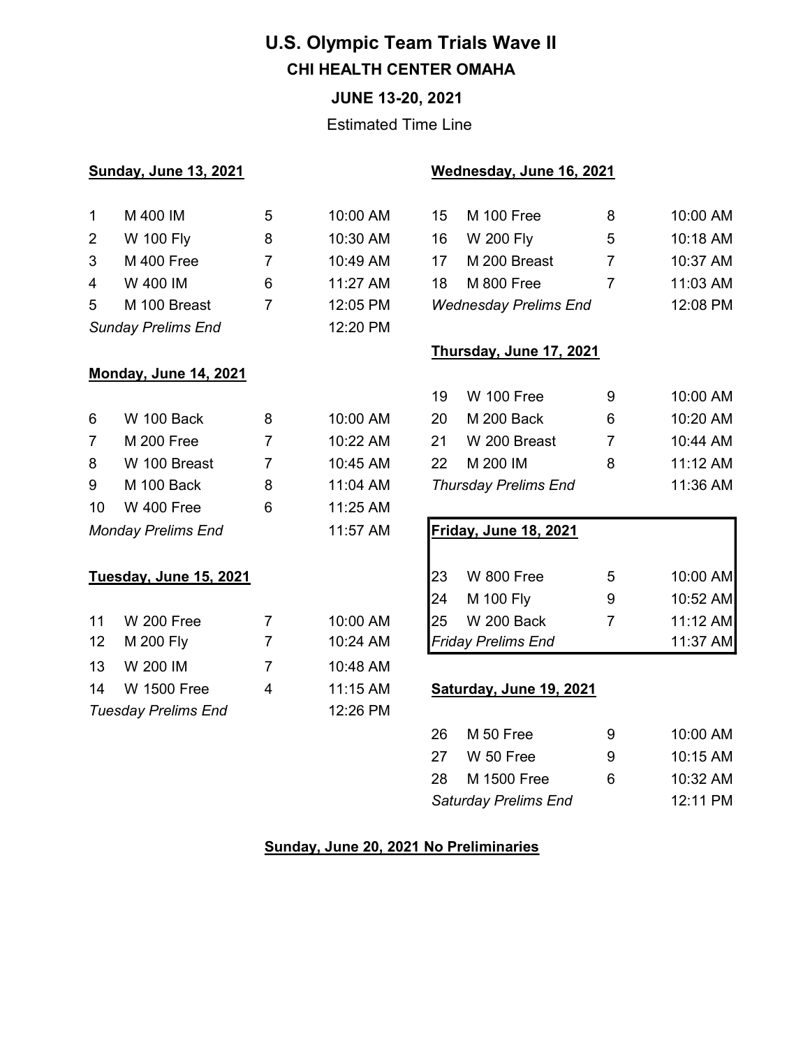# U.S. Olympic Team Trials Wave II

## CHI HEALTH CENTER OMAHA

### JUNE 13-20, 2021

Estimated Time Line

**Sunday, June 13, 2021**

| | | | |
|---|---|---|---|
| 1 | M 400 IM | 5 | 10:00 AM |
| 2 | W 100 Fly | 8 | 10:30 AM |
| 3 | M 400 Free | 7 | 10:49 AM |
| 4 | W 400 IM | 6 | 11:27 AM |
| 5 | M 100 Breast | 7 | 12:05 PM |
| *Sunday Prelims End* | | | 12:20 PM |

**Monday, June 14, 2021**

| | | | |
|---|---|---|---|
| 6 | W 100 Back | 8 | 10:00 AM |
| 7 | M 200 Free | 7 | 10:22 AM |
| 8 | W 100 Breast | 7 | 10:45 AM |
| 9 | M 100 Back | 8 | 11:04 AM |
| 10 | W 400 Free | 6 | 11:25 AM |
| *Monday Prelims End* | | | 11:57 AM |

**Tuesday, June 15, 2021**

| | | | |
|---|---|---|---|
| 11 | W 200 Free | 7 | 10:00 AM |
| 12 | M 200 Fly | 7 | 10:24 AM |
| 13 | W 200 IM | 7 | 10:48 AM |
| 14 | W 1500 Free | 4 | 11:15 AM |
| *Tuesday Prelims End* | | | 12:26 PM |

**Wednesday, June 16, 2021**

| | | | |
|---|---|---|---|
| 15 | M 100 Free | 8 | 10:00 AM |
| 16 | W 200 Fly | 5 | 10:18 AM |
| 17 | M 200 Breast | 7 | 10:37 AM |
| 18 | M 800 Free | 7 | 11:03 AM |
| *Wednesday Prelims End* | | | 12:08 PM |

**Thursday, June 17, 2021**

| | | | |
|---|---|---|---|
| 19 | W 100 Free | 9 | 10:00 AM |
| 20 | M 200 Back | 6 | 10:20 AM |
| 21 | W 200 Breast | 7 | 10:44 AM |
| 22 | M 200 IM | 8 | 11:12 AM |
| *Thursday Prelims End* | | | 11:36 AM |

**Friday, June 18, 2021**

| | | | |
|---|---|---|---|
| 23 | W 800 Free | 5 | 10:00 AM |
| 24 | M 100 Fly | 9 | 10:52 AM |
| 25 | W 200 Back | 7 | 11:12 AM |
| *Friday Prelims End* | | | 11:37 AM |

**Saturday, June 19, 2021**

| | | | |
|---|---|---|---|
| 26 | M 50 Free | 9 | 10:00 AM |
| 27 | W 50 Free | 9 | 10:15 AM |
| 28 | M 1500 Free | 6 | 10:32 AM |
| *Saturday Prelims End* | | | 12:11 PM |

**Sunday, June 20, 2021 No Preliminaries**